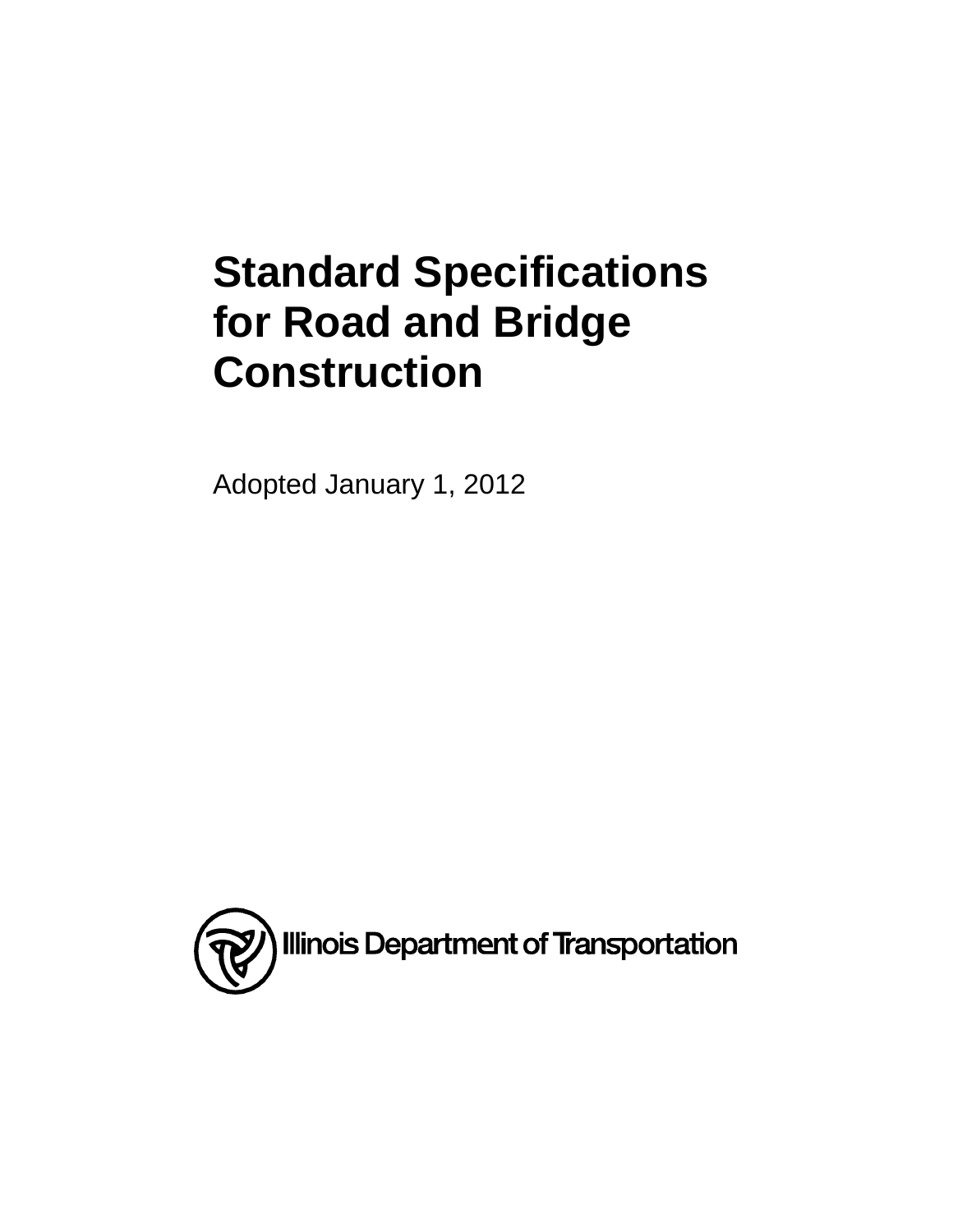# Standard Specifications for Road and Bridge Construction

Adopted January 1, 2012

Illinois Department of Transportation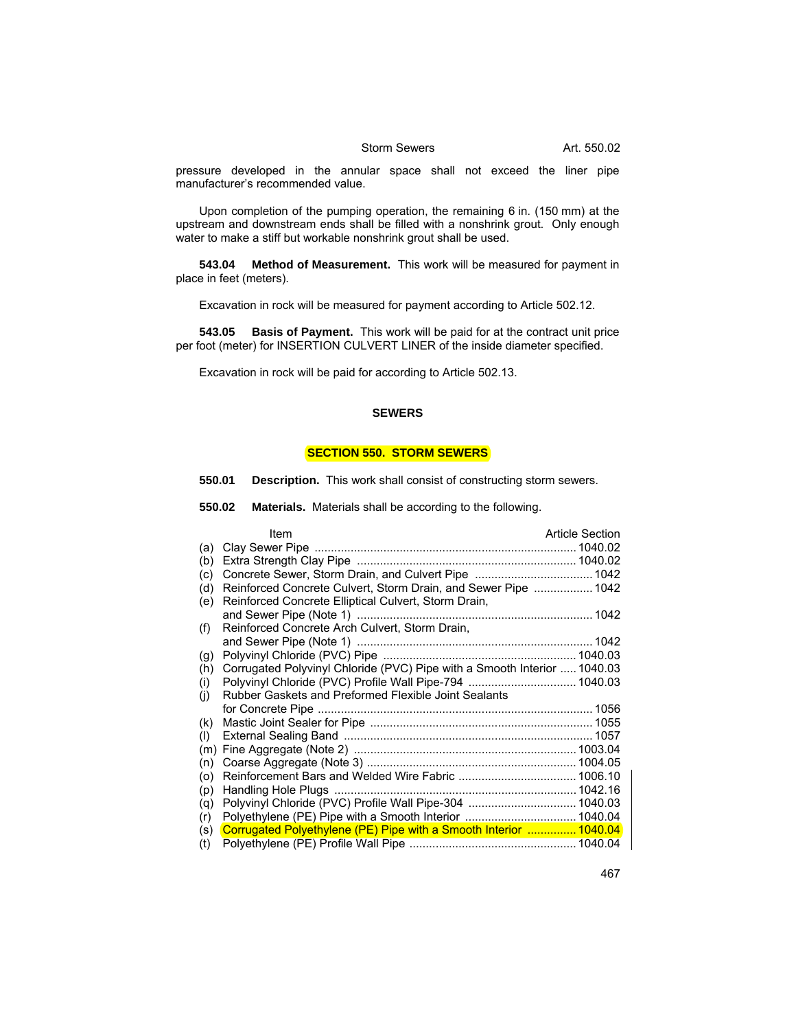pressure developed in the annular space shall not exceed the liner pipe manufacturer's recommended value.

Upon completion of the pumping operation, the remaining 6 in. (150 mm) at the upstream and downstream ends shall be filled with a nonshrink grout. Only enough water to make a stiff but workable nonshrink grout shall be used.

**543.04 Method of Measurement.** This work will be measured for payment in place in feet (meters).

Excavation in rock will be measured for payment according to Article 502.12.

**543.05 Basis of Payment.** This work will be paid for at the contract unit price per foot (meter) for INSERTION CULVERT LINER of the inside diameter specified.

Excavation in rock will be paid for according to Article 502.13.

## SEWERS

## SECTION 550. STORM SEWERS

**550.01 Description.** This work shall consist of constructing storm sewers.

**550.02 Materials.** Materials shall be according to the following.

| | Item | Article Section |
|---|---|---|
| (a) | Clay Sewer Pipe | 1040.02 |
| (b) | Extra Strength Clay Pipe | 1040.02 |
| (c) | Concrete Sewer, Storm Drain, and Culvert Pipe | 1042 |
| (d) | Reinforced Concrete Culvert, Storm Drain, and Sewer Pipe | 1042 |
| (e) | Reinforced Concrete Elliptical Culvert, Storm Drain, and Sewer Pipe (Note 1) | 1042 |
| (f) | Reinforced Concrete Arch Culvert, Storm Drain, and Sewer Pipe (Note 1) | 1042 |
| (g) | Polyvinyl Chloride (PVC) Pipe | 1040.03 |
| (h) | Corrugated Polyvinyl Chloride (PVC) Pipe with a Smooth Interior | 1040.03 |
| (i) | Polyvinyl Chloride (PVC) Profile Wall Pipe-794 | 1040.03 |
| (j) | Rubber Gaskets and Preformed Flexible Joint Sealants for Concrete Pipe | 1056 |
| (k) | Mastic Joint Sealer for Pipe | 1055 |
| (l) | External Sealing Band | 1057 |
| (m) | Fine Aggregate (Note 2) | 1003.04 |
| (n) | Coarse Aggregate (Note 3) | 1004.05 |
| (o) | Reinforcement Bars and Welded Wire Fabric | 1006.10 |
| (p) | Handling Hole Plugs | 1042.16 |
| (q) | Polyvinyl Chloride (PVC) Profile Wall Pipe-304 | 1040.03 |
| (r) | Polyethylene (PE) Pipe with a Smooth Interior | 1040.04 |
| (s) | Corrugated Polyethylene (PE) Pipe with a Smooth Interior | 1040.04 |
| (t) | Polyethylene (PE) Profile Wall Pipe | 1040.04 |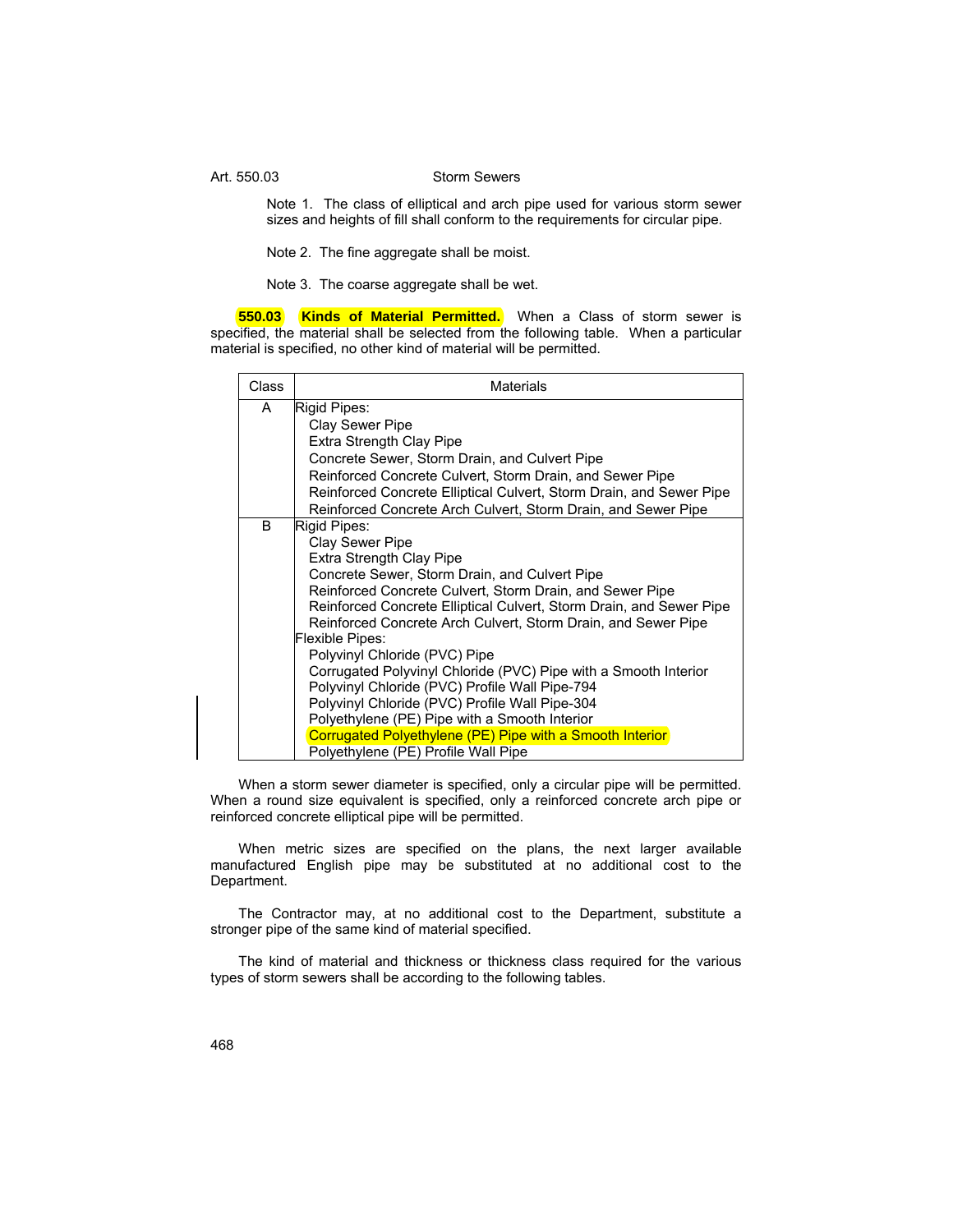Note 1. The class of elliptical and arch pipe used for various storm sewer sizes and heights of fill shall conform to the requirements for circular pipe.

Note 2. The fine aggregate shall be moist.

Note 3. The coarse aggregate shall be wet.

**550.03 Kinds of Material Permitted.** When a Class of storm sewer is specified, the material shall be selected from the following table. When a particular material is specified, no other kind of material will be permitted.

| Class | Materials |
|---|---|
| A | Rigid Pipes:<br>Clay Sewer Pipe<br>Extra Strength Clay Pipe<br>Concrete Sewer, Storm Drain, and Culvert Pipe<br>Reinforced Concrete Culvert, Storm Drain, and Sewer Pipe<br>Reinforced Concrete Elliptical Culvert, Storm Drain, and Sewer Pipe<br>Reinforced Concrete Arch Culvert, Storm Drain, and Sewer Pipe |
| B | Rigid Pipes:<br>Clay Sewer Pipe<br>Extra Strength Clay Pipe<br>Concrete Sewer, Storm Drain, and Culvert Pipe<br>Reinforced Concrete Culvert, Storm Drain, and Sewer Pipe<br>Reinforced Concrete Elliptical Culvert, Storm Drain, and Sewer Pipe<br>Reinforced Concrete Arch Culvert, Storm Drain, and Sewer Pipe<br>Flexible Pipes:<br>Polyvinyl Chloride (PVC) Pipe<br>Corrugated Polyvinyl Chloride (PVC) Pipe with a Smooth Interior<br>Polyvinyl Chloride (PVC) Profile Wall Pipe-794<br>Polyvinyl Chloride (PVC) Profile Wall Pipe-304<br>Polyethylene (PE) Pipe with a Smooth Interior<br>Corrugated Polyethylene (PE) Pipe with a Smooth Interior<br>Polyethylene (PE) Profile Wall Pipe |

When a storm sewer diameter is specified, only a circular pipe will be permitted. When a round size equivalent is specified, only a reinforced concrete arch pipe or reinforced concrete elliptical pipe will be permitted.

When metric sizes are specified on the plans, the next larger available manufactured English pipe may be substituted at no additional cost to the Department.

The Contractor may, at no additional cost to the Department, substitute a stronger pipe of the same kind of material specified.

The kind of material and thickness or thickness class required for the various types of storm sewers shall be according to the following tables.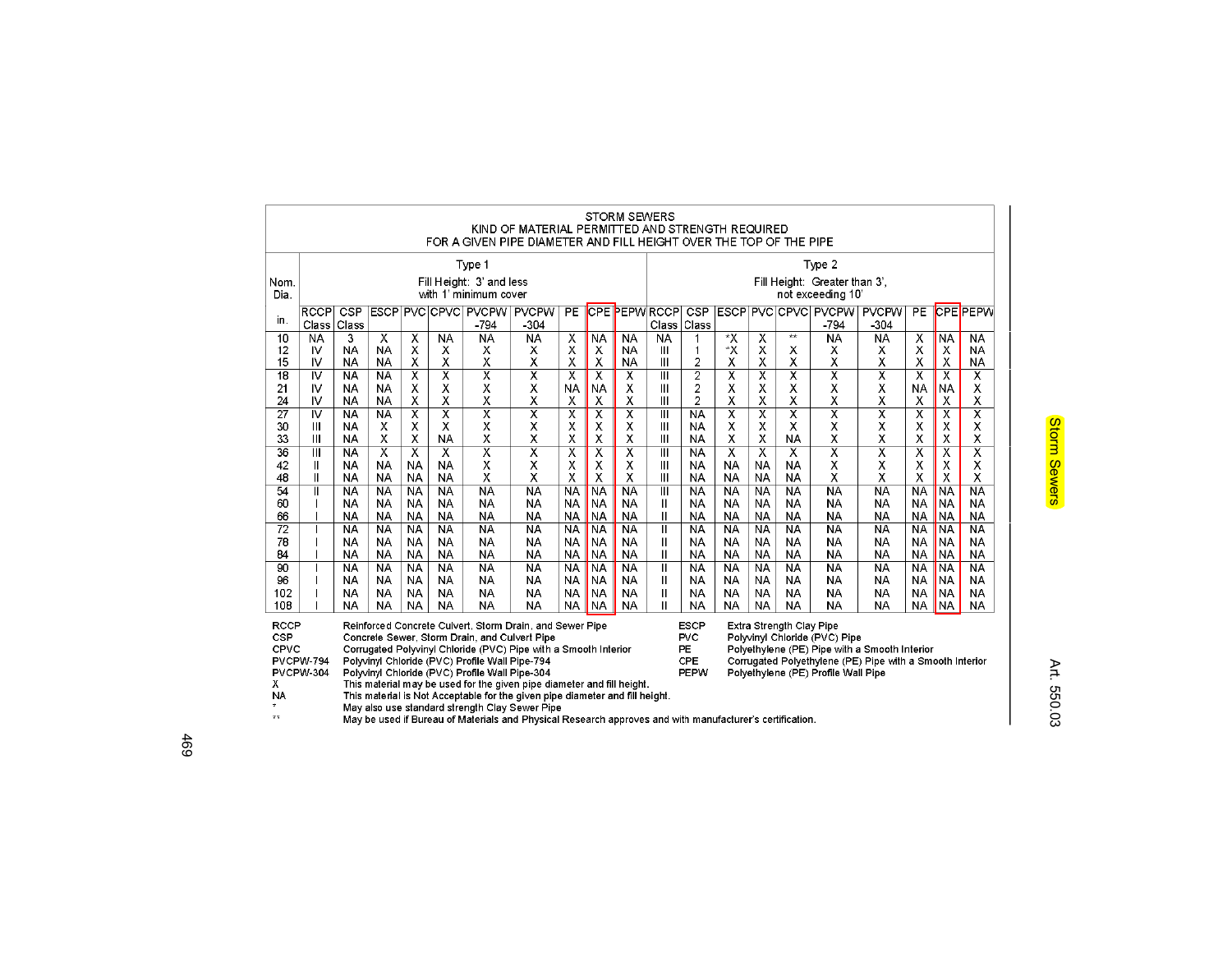## STORM SEWERS
## KIND OF MATERIAL PERMITTED AND STRENGTH REQUIRED FOR A GIVEN PIPE DIAMETER AND FILL HEIGHT OVER THE TOP OF THE PIPE

| Nom. Dia. | Type 1 Fill Height: 3' and less with 1' minimum cover | | | | | | | | | | Type 2 Fill Height: Greater than 3', not exceeding 10' | | | | | | | | | |
|---|---|---|---|---|---|---|---|---|---|---|---|---|---|---|---|---|---|---|---|---|
| in. | RCCP Class | CSP Class | ESCP | PVC | CPVC | PVCPW -794 | PVCPW -304 | PE | CPE | PEPW | RCCP Class | CSP Class | ESCP | PVC | CPVC | PVCPW -794 | PVCPW -304 | PE | CPE | PEPW |
| 10 | NA | 3 | X | X | NA | NA | NA | X | NA | NA | NA | 1 | *X | X | ** | NA | NA | X | NA | NA |
| 12 | IV | NA | NA | X | X | X | X | X | X | NA | III | 1 | *X | X | X | X | X | X | X | NA |
| 15 | IV | NA | NA | X | X | X | X | X | X | NA | III | 2 | X | X | X | X | X | X | X | NA |
| 18 | IV | NA | NA | X | X | X | X | X | X | X | III | 2 | X | X | X | X | X | X | X | X |
| 21 | IV | NA | NA | X | X | X | X | NA | NA | X | III | 2 | X | X | X | X | X | NA | NA | X |
| 24 | IV | NA | NA | X | X | X | X | X | X | X | III | 2 | X | X | X | X | X | X | X | X |
| 27 | IV | NA | NA | X | X | X | X | X | X | X | III | NA | X | X | X | X | X | X | X | X |
| 30 | III | NA | X | X | X | X | X | X | X | X | III | NA | X | X | X | X | X | X | X | X |
| 33 | III | NA | X | X | NA | X | X | X | X | X | III | NA | X | X | NA | X | X | X | X | X |
| 36 | III | NA | X | X | X | X | X | X | X | X | III | NA | X | X | X | X | X | X | X | X |
| 42 | II | NA | NA | NA | NA | X | X | X | X | X | III | NA | NA | NA | NA | X | X | X | X | X |
| 48 | II | NA | NA | NA | NA | X | X | X | X | X | III | NA | NA | NA | NA | X | X | X | X | X |
| 54 | II | NA | NA | NA | NA | NA | NA | NA | NA | NA | III | NA | NA | NA | NA | NA | NA | NA | NA | NA |
| 60 | I | NA | NA | NA | NA | NA | NA | NA | NA | NA | II | NA | NA | NA | NA | NA | NA | NA | NA | NA |
| 66 | I | NA | NA | NA | NA | NA | NA | NA | NA | NA | II | NA | NA | NA | NA | NA | NA | NA | NA | NA |
| 72 | I | NA | NA | NA | NA | NA | NA | NA | NA | NA | II | NA | NA | NA | NA | NA | NA | NA | NA | NA |
| 78 | I | NA | NA | NA | NA | NA | NA | NA | NA | NA | II | NA | NA | NA | NA | NA | NA | NA | NA | NA |
| 84 | I | NA | NA | NA | NA | NA | NA | NA | NA | NA | II | NA | NA | NA | NA | NA | NA | NA | NA | NA |
| 90 | I | NA | NA | NA | NA | NA | NA | NA | NA | NA | II | NA | NA | NA | NA | NA | NA | NA | NA | NA |
| 96 | I | NA | NA | NA | NA | NA | NA | NA | NA | NA | II | NA | NA | NA | NA | NA | NA | NA | NA | NA |
| 102 | I | NA | NA | NA | NA | NA | NA | NA | NA | NA | II | NA | NA | NA | NA | NA | NA | NA | NA | NA |
| 108 | I | NA | NA | NA | NA | NA | NA | NA | NA | NA | II | NA | NA | NA | NA | NA | NA | NA | NA | NA |

- RCCP — Reinforced Concrete Culvert, Storm Drain, and Sewer Pipe
- CSP — Concrete Sewer, Storm Drain, and Culvert Pipe
- CPVC — Corrugated Polyvinyl Chloride (PVC) Pipe with a Smooth Interior
- PVCPW-794 — Polyvinyl Chloride (PVC) Profile Wall Pipe-794
- PVCPW-304 — Polyvinyl Chloride (PVC) Profile Wall Pipe-304
- ESCP — Extra Strength Clay Pipe
- PVC — Polyvinyl Chloride (PVC) Pipe
- PE — Polyethylene (PE) Pipe with a Smooth Interior
- CPE — Corrugated Polyethylene (PE) Pipe with a Smooth Interior
- PEPW — Polyethylene (PE) Profile Wall Pipe
- X — This material may be used for the given pipe diameter and fill height.
- NA — This material is Not Acceptable for the given pipe diameter and fill height.
- * — May also use standard strength Clay Sewer Pipe
- ** — May be used if Bureau of Materials and Physical Research approves and with manufacturer's certification.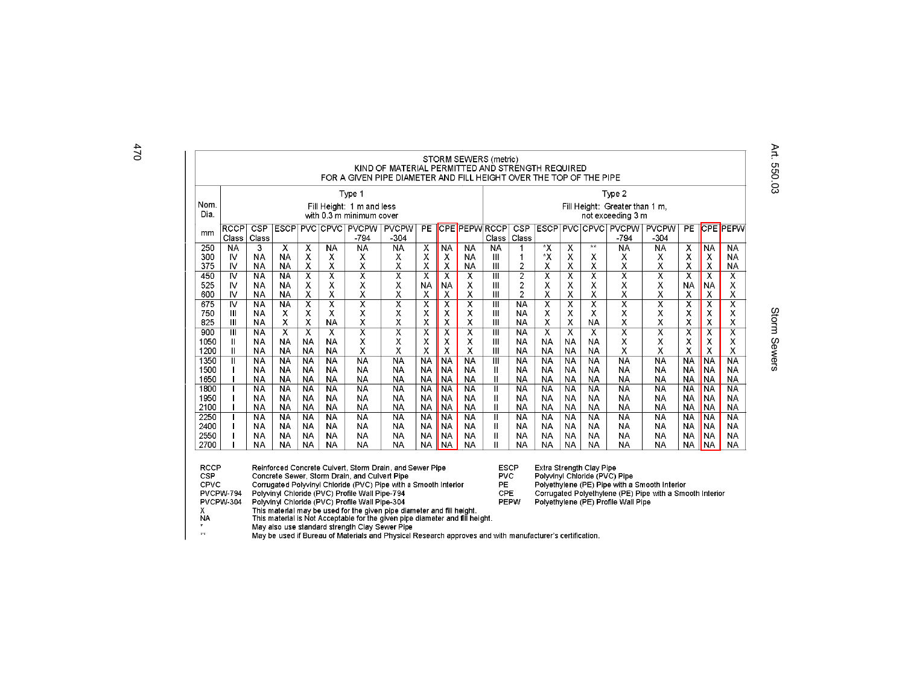STORM SEWERS (metric)
KIND OF MATERIAL PERMITTED AND STRENGTH REQUIRED
FOR A GIVEN PIPE DIAMETER AND FILL HEIGHT OVER THE TOP OF THE PIPE

| Nom. Dia. | Type 1 Fill Height: 1 m and less with 0.3 m minimum cover | | | | | | | | | | Type 2 Fill Height: Greater than 1 m, not exceeding 3 m | | | | | | | | | |
|---|---|---|---|---|---|---|---|---|---|---|---|---|---|---|---|---|---|---|---|---|
| mm | RCCP Class | CSP Class | ESCP | PVC | CPVC | PVCPW -794 | PVCPW -304 | PE | CPE | PEPW | RCCP Class | CSP Class | ESCP | PVC | CPVC | PVCPW -794 | PVCPW -304 | PE | CPE | PEPW |
| 250 | NA | 3 | X | X | NA | NA | NA | X | NA | NA | NA | 1 | *X | X | ** | NA | NA | X | NA | NA |
| 300 | IV | NA | NA | X | X | X | X | X | X | NA | III | 1 | *X | X | X | X | X | X | X | NA |
| 375 | IV | NA | NA | X | X | X | X | X | X | NA | III | 2 | X | X | X | X | X | X | X | NA |
| 450 | IV | NA | NA | X | X | X | X | X | X | X | III | 2 | X | X | X | X | X | X | X | X |
| 525 | IV | NA | NA | X | X | X | X | NA | NA | X | III | 2 | X | X | X | X | X | NA | NA | X |
| 600 | IV | NA | NA | X | X | X | X | X | X | X | III | 2 | X | X | X | X | X | X | X | X |
| 675 | IV | NA | NA | X | X | X | X | X | X | X | III | NA | X | X | X | X | X | X | X | X |
| 750 | III | NA | X | X | X | X | X | X | X | X | III | NA | X | X | X | X | X | X | X | X |
| 825 | III | NA | X | X | NA | X | X | X | X | X | III | NA | X | X | NA | X | X | X | X | X |
| 900 | III | NA | X | X | X | X | X | X | X | X | III | NA | X | X | X | X | X | X | X | X |
| 1050 | II | NA | NA | NA | NA | X | X | X | X | X | III | NA | NA | NA | NA | X | X | X | X | X |
| 1200 | II | NA | NA | NA | NA | X | X | X | X | X | III | NA | NA | NA | NA | X | X | X | X | X |
| 1350 | II | NA | NA | NA | NA | NA | NA | NA | NA | NA | III | NA | NA | NA | NA | NA | NA | NA | NA | NA |
| 1500 | I | NA | NA | NA | NA | NA | NA | NA | NA | NA | II | NA | NA | NA | NA | NA | NA | NA | NA | NA |
| 1650 | I | NA | NA | NA | NA | NA | NA | NA | NA | NA | II | NA | NA | NA | NA | NA | NA | NA | NA | NA |
| 1800 | I | NA | NA | NA | NA | NA | NA | NA | NA | NA | II | NA | NA | NA | NA | NA | NA | NA | NA | NA |
| 1950 | I | NA | NA | NA | NA | NA | NA | NA | NA | NA | II | NA | NA | NA | NA | NA | NA | NA | NA | NA |
| 2100 | I | NA | NA | NA | NA | NA | NA | NA | NA | NA | II | NA | NA | NA | NA | NA | NA | NA | NA | NA |
| 2250 | I | NA | NA | NA | NA | NA | NA | NA | NA | NA | II | NA | NA | NA | NA | NA | NA | NA | NA | NA |
| 2400 | I | NA | NA | NA | NA | NA | NA | NA | NA | NA | II | NA | NA | NA | NA | NA | NA | NA | NA | NA |
| 2550 | I | NA | NA | NA | NA | NA | NA | NA | NA | NA | II | NA | NA | NA | NA | NA | NA | NA | NA | NA |
| 2700 | I | NA | NA | NA | NA | NA | NA | NA | NA | NA | II | NA | NA | NA | NA | NA | NA | NA | NA | NA |

RCCP Reinforced Concrete Culvert, Storm Drain, and Sewer Pipe
CSP Concrete Sewer, Storm Drain, and Culvert Pipe
CPVC Corrugated Polyvinyl Chloride (PVC) Pipe with a Smooth Interior
PVCPW-794 Polyvinyl Chloride (PVC) Profile Wall Pipe-794
PVCPW-304 Polyvinyl Chloride (PVC) Profile Wall Pipe-304
ESCP Extra Strength Clay Pipe
PVC Polyvinyl Chloride (PVC) Pipe
PE Polyethylene (PE) Pipe with a Smooth Interior
CPE Corrugated Polyethylene (PE) Pipe with a Smooth Interior
PEPW Polyethylene (PE) Profile Wall Pipe
X This material may be used for the given pipe diameter and fill height.
NA This material is Not Acceptable for the given pipe diameter and fill height.
* May also use standard strength Clay Sewer Pipe
** May be used if Bureau of Materials and Physical Research approves and with manufacturer's certification.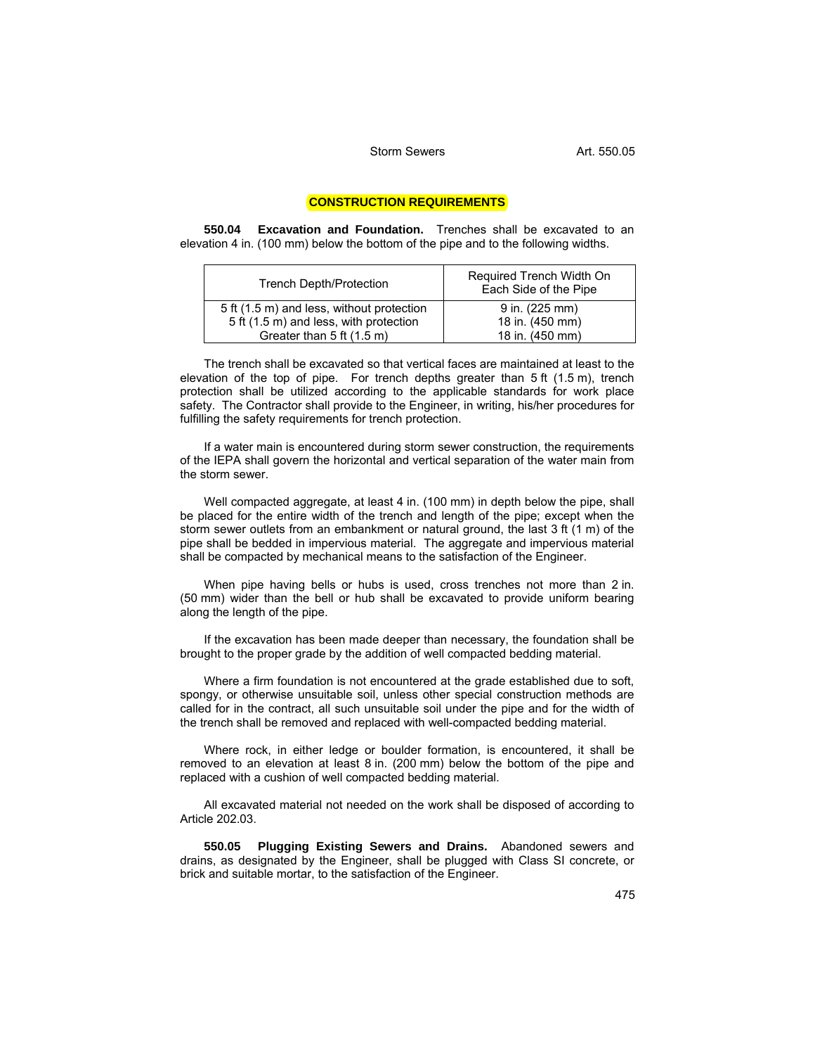## CONSTRUCTION REQUIREMENTS

**550.04 Excavation and Foundation.** Trenches shall be excavated to an elevation 4 in. (100 mm) below the bottom of the pipe and to the following widths.

| Trench Depth/Protection | Required Trench Width On Each Side of the Pipe |
|---|---|
| 5 ft (1.5 m) and less, without protection | 9 in. (225 mm) |
| 5 ft (1.5 m) and less, with protection | 18 in. (450 mm) |
| Greater than 5 ft (1.5 m) | 18 in. (450 mm) |

The trench shall be excavated so that vertical faces are maintained at least to the elevation of the top of pipe. For trench depths greater than 5 ft (1.5 m), trench protection shall be utilized according to the applicable standards for work place safety. The Contractor shall provide to the Engineer, in writing, his/her procedures for fulfilling the safety requirements for trench protection.

If a water main is encountered during storm sewer construction, the requirements of the IEPA shall govern the horizontal and vertical separation of the water main from the storm sewer.

Well compacted aggregate, at least 4 in. (100 mm) in depth below the pipe, shall be placed for the entire width of the trench and length of the pipe; except when the storm sewer outlets from an embankment or natural ground, the last 3 ft (1 m) of the pipe shall be bedded in impervious material. The aggregate and impervious material shall be compacted by mechanical means to the satisfaction of the Engineer.

When pipe having bells or hubs is used, cross trenches not more than 2 in. (50 mm) wider than the bell or hub shall be excavated to provide uniform bearing along the length of the pipe.

If the excavation has been made deeper than necessary, the foundation shall be brought to the proper grade by the addition of well compacted bedding material.

Where a firm foundation is not encountered at the grade established due to soft, spongy, or otherwise unsuitable soil, unless other special construction methods are called for in the contract, all such unsuitable soil under the pipe and for the width of the trench shall be removed and replaced with well-compacted bedding material.

Where rock, in either ledge or boulder formation, is encountered, it shall be removed to an elevation at least 8 in. (200 mm) below the bottom of the pipe and replaced with a cushion of well compacted bedding material.

All excavated material not needed on the work shall be disposed of according to Article 202.03.

**550.05 Plugging Existing Sewers and Drains.** Abandoned sewers and drains, as designated by the Engineer, shall be plugged with Class SI concrete, or brick and suitable mortar, to the satisfaction of the Engineer.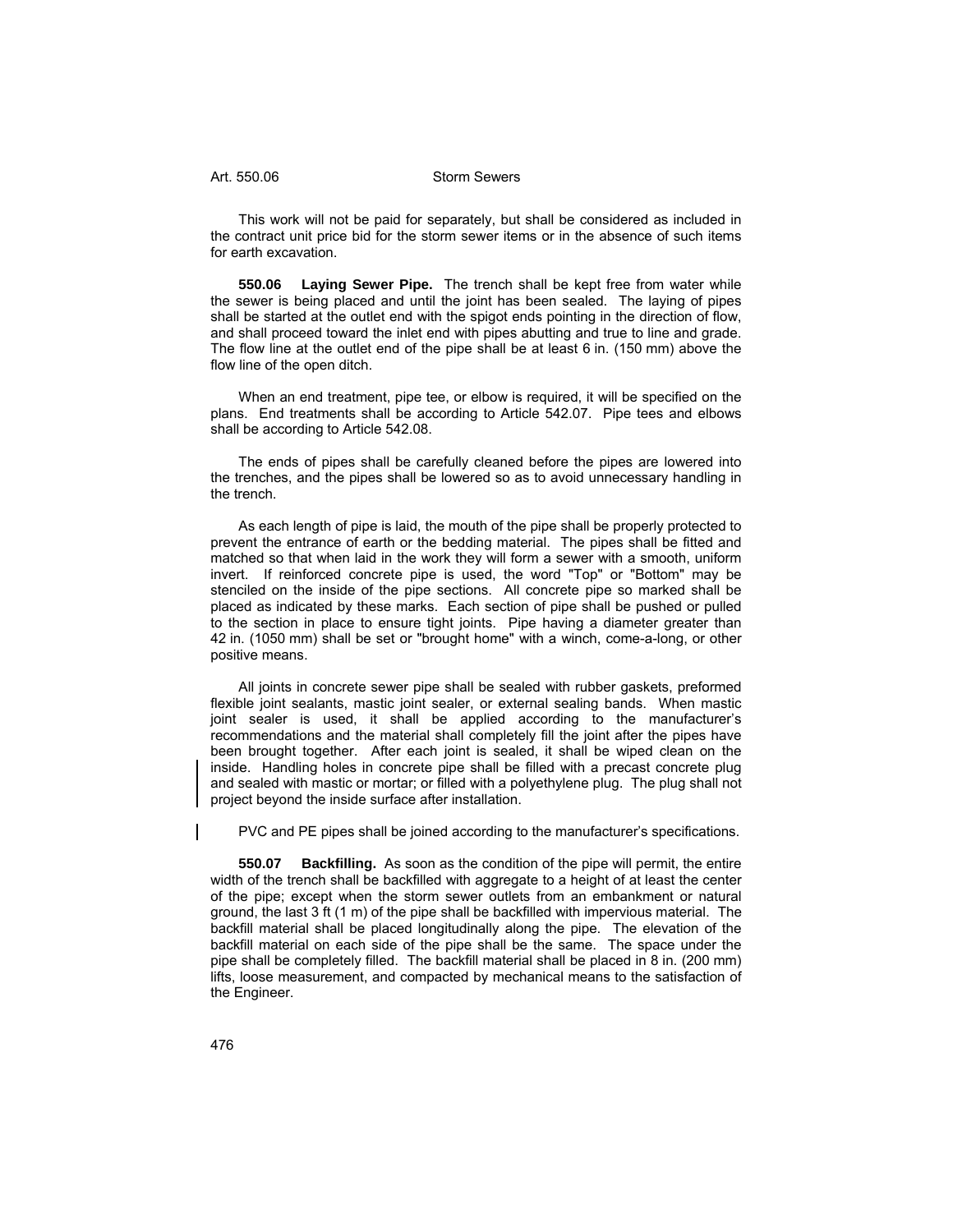This work will not be paid for separately, but shall be considered as included in the contract unit price bid for the storm sewer items or in the absence of such items for earth excavation.

**550.06 Laying Sewer Pipe.** The trench shall be kept free from water while the sewer is being placed and until the joint has been sealed. The laying of pipes shall be started at the outlet end with the spigot ends pointing in the direction of flow, and shall proceed toward the inlet end with pipes abutting and true to line and grade. The flow line at the outlet end of the pipe shall be at least 6 in. (150 mm) above the flow line of the open ditch.

When an end treatment, pipe tee, or elbow is required, it will be specified on the plans. End treatments shall be according to Article 542.07. Pipe tees and elbows shall be according to Article 542.08.

The ends of pipes shall be carefully cleaned before the pipes are lowered into the trenches, and the pipes shall be lowered so as to avoid unnecessary handling in the trench.

As each length of pipe is laid, the mouth of the pipe shall be properly protected to prevent the entrance of earth or the bedding material. The pipes shall be fitted and matched so that when laid in the work they will form a sewer with a smooth, uniform invert. If reinforced concrete pipe is used, the word "Top" or "Bottom" may be stenciled on the inside of the pipe sections. All concrete pipe so marked shall be placed as indicated by these marks. Each section of pipe shall be pushed or pulled to the section in place to ensure tight joints. Pipe having a diameter greater than 42 in. (1050 mm) shall be set or "brought home" with a winch, come-a-long, or other positive means.

All joints in concrete sewer pipe shall be sealed with rubber gaskets, preformed flexible joint sealants, mastic joint sealer, or external sealing bands. When mastic joint sealer is used, it shall be applied according to the manufacturer's recommendations and the material shall completely fill the joint after the pipes have been brought together. After each joint is sealed, it shall be wiped clean on the inside. Handling holes in concrete pipe shall be filled with a precast concrete plug and sealed with mastic or mortar; or filled with a polyethylene plug. The plug shall not project beyond the inside surface after installation.

PVC and PE pipes shall be joined according to the manufacturer's specifications.

**550.07 Backfilling.** As soon as the condition of the pipe will permit, the entire width of the trench shall be backfilled with aggregate to a height of at least the center of the pipe; except when the storm sewer outlets from an embankment or natural ground, the last 3 ft (1 m) of the pipe shall be backfilled with impervious material. The backfill material shall be placed longitudinally along the pipe. The elevation of the backfill material on each side of the pipe shall be the same. The space under the pipe shall be completely filled. The backfill material shall be placed in 8 in. (200 mm) lifts, loose measurement, and compacted by mechanical means to the satisfaction of the Engineer.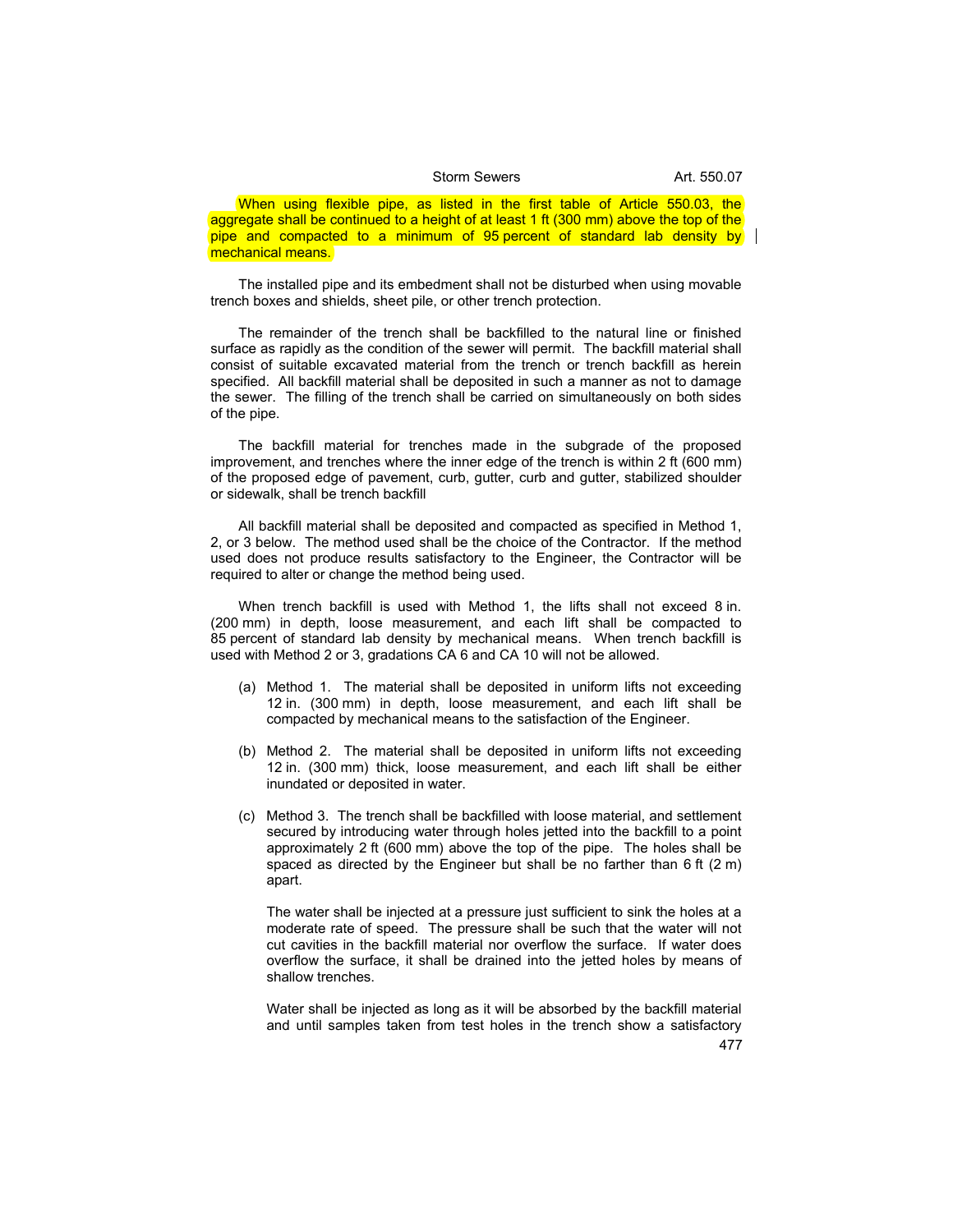When using flexible pipe, as listed in the first table of Article 550.03, the aggregate shall be continued to a height of at least 1 ft (300 mm) above the top of the pipe and compacted to a minimum of 95 percent of standard lab density by mechanical means.

The installed pipe and its embedment shall not be disturbed when using movable trench boxes and shields, sheet pile, or other trench protection.

The remainder of the trench shall be backfilled to the natural line or finished surface as rapidly as the condition of the sewer will permit. The backfill material shall consist of suitable excavated material from the trench or trench backfill as herein specified. All backfill material shall be deposited in such a manner as not to damage the sewer. The filling of the trench shall be carried on simultaneously on both sides of the pipe.

The backfill material for trenches made in the subgrade of the proposed improvement, and trenches where the inner edge of the trench is within 2 ft (600 mm) of the proposed edge of pavement, curb, gutter, curb and gutter, stabilized shoulder or sidewalk, shall be trench backfill

All backfill material shall be deposited and compacted as specified in Method 1, 2, or 3 below. The method used shall be the choice of the Contractor. If the method used does not produce results satisfactory to the Engineer, the Contractor will be required to alter or change the method being used.

When trench backfill is used with Method 1, the lifts shall not exceed 8 in. (200 mm) in depth, loose measurement, and each lift shall be compacted to 85 percent of standard lab density by mechanical means. When trench backfill is used with Method 2 or 3, gradations CA 6 and CA 10 will not be allowed.

(a) Method 1. The material shall be deposited in uniform lifts not exceeding 12 in. (300 mm) in depth, loose measurement, and each lift shall be compacted by mechanical means to the satisfaction of the Engineer.

(b) Method 2. The material shall be deposited in uniform lifts not exceeding 12 in. (300 mm) thick, loose measurement, and each lift shall be either inundated or deposited in water.

(c) Method 3. The trench shall be backfilled with loose material, and settlement secured by introducing water through holes jetted into the backfill to a point approximately 2 ft (600 mm) above the top of the pipe. The holes shall be spaced as directed by the Engineer but shall be no farther than 6 ft (2 m) apart.

   The water shall be injected at a pressure just sufficient to sink the holes at a moderate rate of speed. The pressure shall be such that the water will not cut cavities in the backfill material nor overflow the surface. If water does overflow the surface, it shall be drained into the jetted holes by means of shallow trenches.

   Water shall be injected as long as it will be absorbed by the backfill material and until samples taken from test holes in the trench show a satisfactory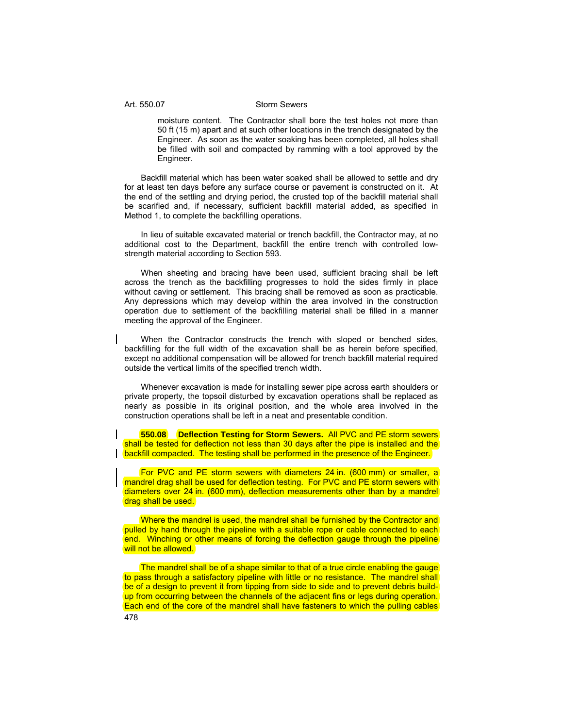moisture content. The Contractor shall bore the test holes not more than 50 ft (15 m) apart and at such other locations in the trench designated by the Engineer. As soon as the water soaking has been completed, all holes shall be filled with soil and compacted by ramming with a tool approved by the Engineer.

Backfill material which has been water soaked shall be allowed to settle and dry for at least ten days before any surface course or pavement is constructed on it. At the end of the settling and drying period, the crusted top of the backfill material shall be scarified and, if necessary, sufficient backfill material added, as specified in Method 1, to complete the backfilling operations.

In lieu of suitable excavated material or trench backfill, the Contractor may, at no additional cost to the Department, backfill the entire trench with controlled low-strength material according to Section 593.

When sheeting and bracing have been used, sufficient bracing shall be left across the trench as the backfilling progresses to hold the sides firmly in place without caving or settlement. This bracing shall be removed as soon as practicable. Any depressions which may develop within the area involved in the construction operation due to settlement of the backfilling material shall be filled in a manner meeting the approval of the Engineer.

When the Contractor constructs the trench with sloped or benched sides, backfilling for the full width of the excavation shall be as herein before specified, except no additional compensation will be allowed for trench backfill material required outside the vertical limits of the specified trench width.

Whenever excavation is made for installing sewer pipe across earth shoulders or private property, the topsoil disturbed by excavation operations shall be replaced as nearly as possible in its original position, and the whole area involved in the construction operations shall be left in a neat and presentable condition.

**550.08 Deflection Testing for Storm Sewers.** All PVC and PE storm sewers shall be tested for deflection not less than 30 days after the pipe is installed and the backfill compacted. The testing shall be performed in the presence of the Engineer.

For PVC and PE storm sewers with diameters 24 in. (600 mm) or smaller, a mandrel drag shall be used for deflection testing. For PVC and PE storm sewers with diameters over 24 in. (600 mm), deflection measurements other than by a mandrel drag shall be used.

Where the mandrel is used, the mandrel shall be furnished by the Contractor and pulled by hand through the pipeline with a suitable rope or cable connected to each end. Winching or other means of forcing the deflection gauge through the pipeline will not be allowed.

The mandrel shall be of a shape similar to that of a true circle enabling the gauge to pass through a satisfactory pipeline with little or no resistance. The mandrel shall be of a design to prevent it from tipping from side to side and to prevent debris build-up from occurring between the channels of the adjacent fins or legs during operation. Each end of the core of the mandrel shall have fasteners to which the pulling cables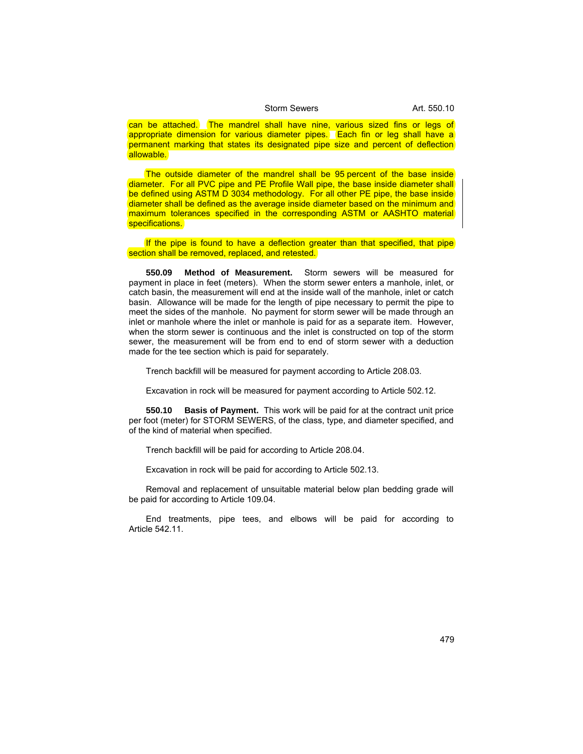can be attached. The mandrel shall have nine, various sized fins or legs of appropriate dimension for various diameter pipes. Each fin or leg shall have a permanent marking that states its designated pipe size and percent of deflection allowable.

The outside diameter of the mandrel shall be 95 percent of the base inside diameter. For all PVC pipe and PE Profile Wall pipe, the base inside diameter shall be defined using ASTM D 3034 methodology. For all other PE pipe, the base inside diameter shall be defined as the average inside diameter based on the minimum and maximum tolerances specified in the corresponding ASTM or AASHTO material specifications.

If the pipe is found to have a deflection greater than that specified, that pipe section shall be removed, replaced, and retested.

**550.09 Method of Measurement.** Storm sewers will be measured for payment in place in feet (meters). When the storm sewer enters a manhole, inlet, or catch basin, the measurement will end at the inside wall of the manhole, inlet or catch basin. Allowance will be made for the length of pipe necessary to permit the pipe to meet the sides of the manhole. No payment for storm sewer will be made through an inlet or manhole where the inlet or manhole is paid for as a separate item. However, when the storm sewer is continuous and the inlet is constructed on top of the storm sewer, the measurement will be from end to end of storm sewer with a deduction made for the tee section which is paid for separately.

Trench backfill will be measured for payment according to Article 208.03.

Excavation in rock will be measured for payment according to Article 502.12.

**550.10 Basis of Payment.** This work will be paid for at the contract unit price per foot (meter) for STORM SEWERS, of the class, type, and diameter specified, and of the kind of material when specified.

Trench backfill will be paid for according to Article 208.04.

Excavation in rock will be paid for according to Article 502.13.

Removal and replacement of unsuitable material below plan bedding grade will be paid for according to Article 109.04.

End treatments, pipe tees, and elbows will be paid for according to Article 542.11.